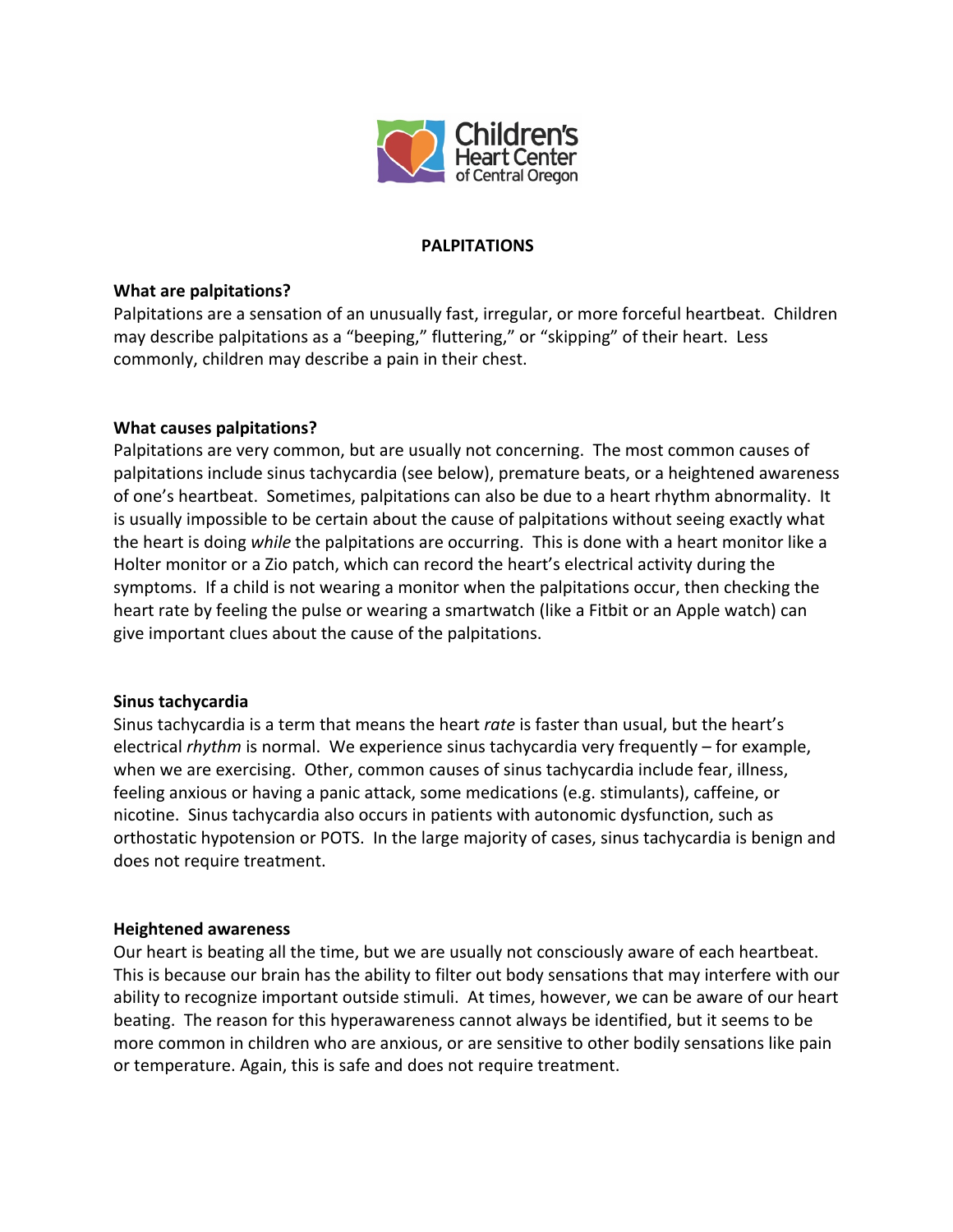Children's Heart Center of Central Oregon

# PALPITATIONS

**What are palpitations?**

Palpitations are a sensation of an unusually fast, irregular, or more forceful heartbeat. Children may describe palpitations as a "beeping," fluttering," or "skipping" of their heart. Less commonly, children may describe a pain in their chest.

**What causes palpitations?**

Palpitations are very common, but are usually not concerning. The most common causes of palpitations include sinus tachycardia (see below), premature beats, or a heightened awareness of one's heartbeat. Sometimes, palpitations can also be due to a heart rhythm abnormality. It is usually impossible to be certain about the cause of palpitations without seeing exactly what the heart is doing *while* the palpitations are occurring. This is done with a heart monitor like a Holter monitor or a Zio patch, which can record the heart's electrical activity during the symptoms. If a child is not wearing a monitor when the palpitations occur, then checking the heart rate by feeling the pulse or wearing a smartwatch (like a Fitbit or an Apple watch) can give important clues about the cause of the palpitations.

**Sinus tachycardia**

Sinus tachycardia is a term that means the heart *rate* is faster than usual, but the heart's electrical *rhythm* is normal. We experience sinus tachycardia very frequently – for example, when we are exercising. Other, common causes of sinus tachycardia include fear, illness, feeling anxious or having a panic attack, some medications (e.g. stimulants), caffeine, or nicotine. Sinus tachycardia also occurs in patients with autonomic dysfunction, such as orthostatic hypotension or POTS. In the large majority of cases, sinus tachycardia is benign and does not require treatment.

**Heightened awareness**

Our heart is beating all the time, but we are usually not consciously aware of each heartbeat. This is because our brain has the ability to filter out body sensations that may interfere with our ability to recognize important outside stimuli. At times, however, we can be aware of our heart beating. The reason for this hyperawareness cannot always be identified, but it seems to be more common in children who are anxious, or are sensitive to other bodily sensations like pain or temperature. Again, this is safe and does not require treatment.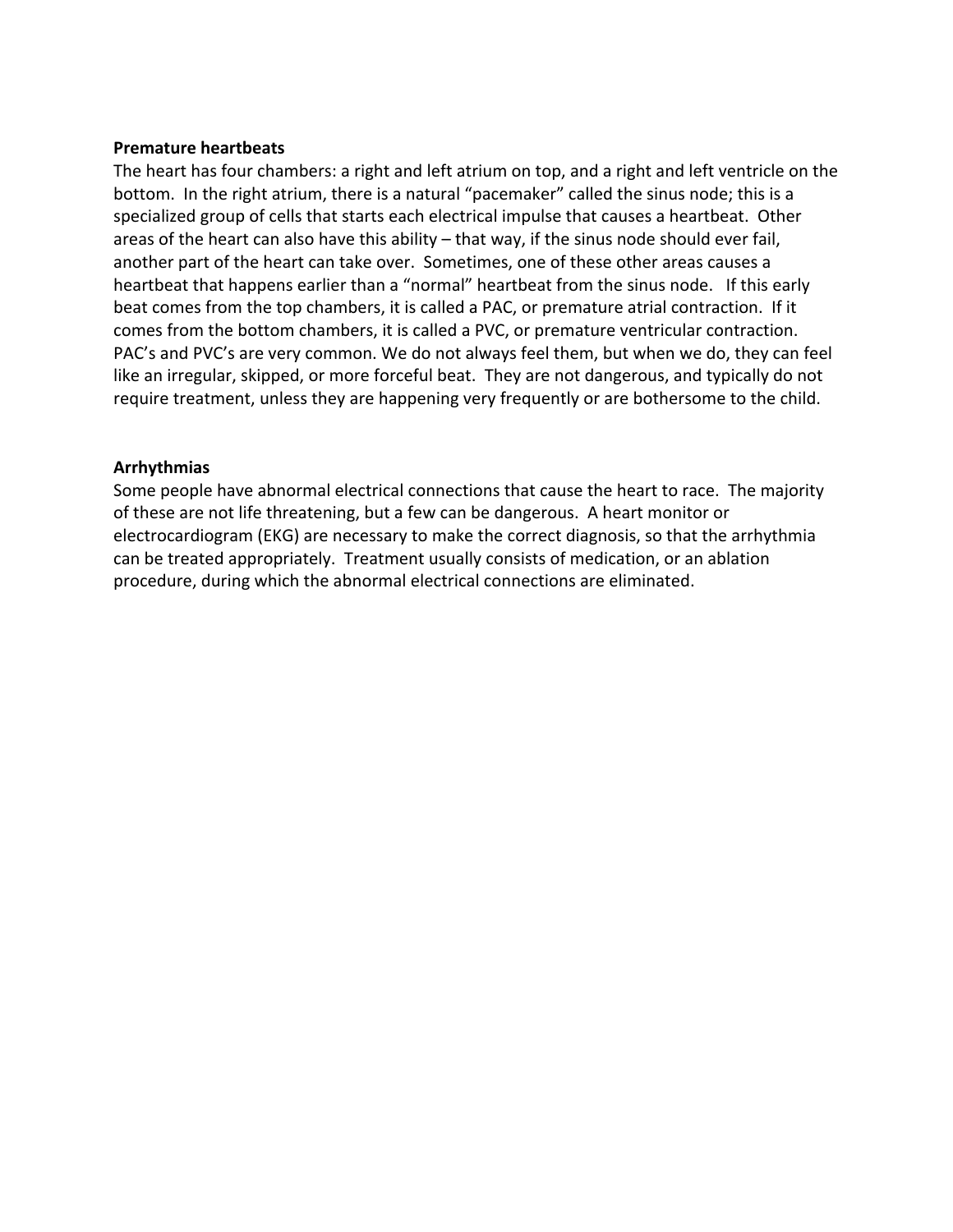**Premature heartbeats**

The heart has four chambers: a right and left atrium on top, and a right and left ventricle on the bottom. In the right atrium, there is a natural "pacemaker" called the sinus node; this is a specialized group of cells that starts each electrical impulse that causes a heartbeat. Other areas of the heart can also have this ability – that way, if the sinus node should ever fail, another part of the heart can take over. Sometimes, one of these other areas causes a heartbeat that happens earlier than a "normal" heartbeat from the sinus node. If this early beat comes from the top chambers, it is called a PAC, or premature atrial contraction. If it comes from the bottom chambers, it is called a PVC, or premature ventricular contraction. PAC's and PVC's are very common. We do not always feel them, but when we do, they can feel like an irregular, skipped, or more forceful beat. They are not dangerous, and typically do not require treatment, unless they are happening very frequently or are bothersome to the child.

**Arrhythmias**

Some people have abnormal electrical connections that cause the heart to race. The majority of these are not life threatening, but a few can be dangerous. A heart monitor or electrocardiogram (EKG) are necessary to make the correct diagnosis, so that the arrhythmia can be treated appropriately. Treatment usually consists of medication, or an ablation procedure, during which the abnormal electrical connections are eliminated.